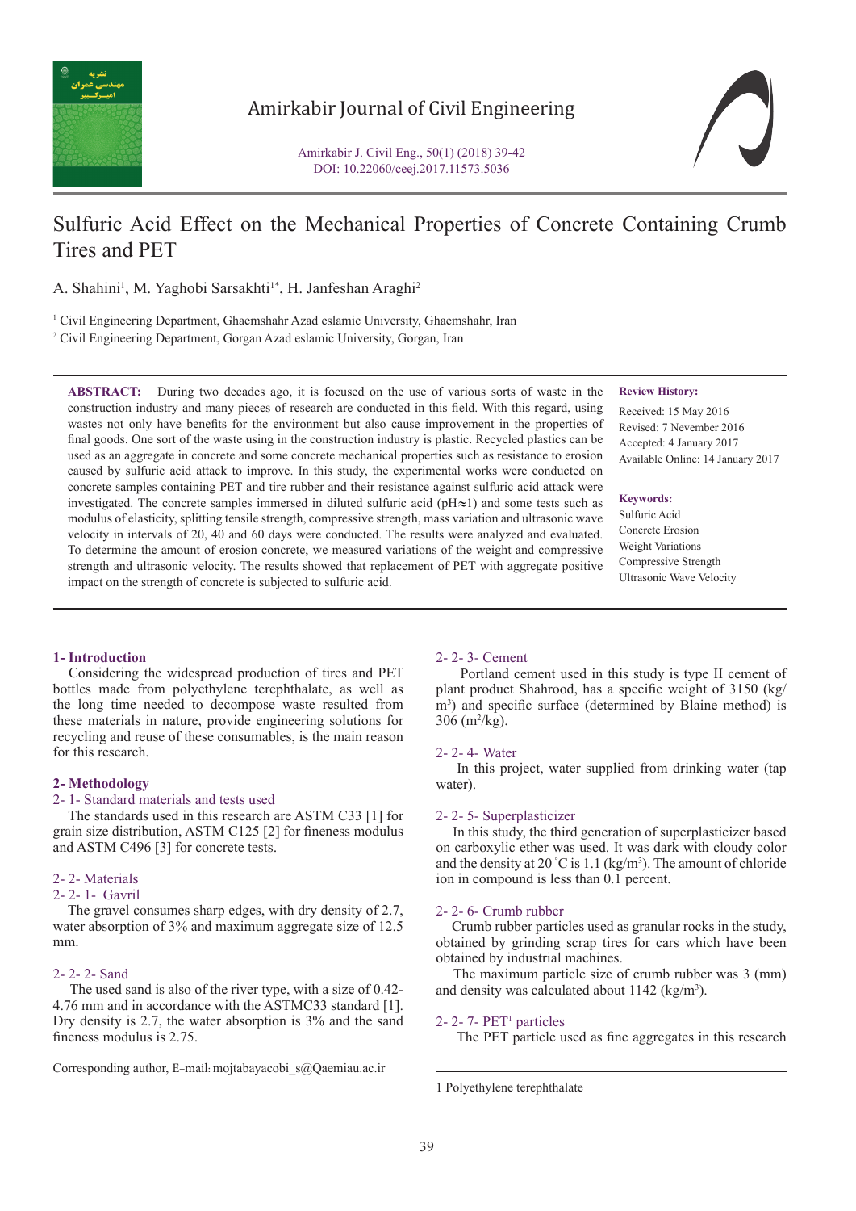# Sulfuric Acid Effect on the Mechanical Properties of Concrete Containing Crumb Tires and PET

A. Shahini[1], M. Yaghobi Sarsakhti[1*], H. Janfeshan Araghi[2]

[1] Civil Engineering Department, Ghaemshahr Azad eslamic University, Ghaemshahr, Iran

[2] Civil Engineering Department, Gorgan Azad eslamic University, Gorgan, Iran

**ABSTRACT:** During two decades ago, it is focused on the use of various sorts of waste in the construction industry and many pieces of research are conducted in this field. With this regard, using wastes not only have benefits for the environment but also cause improvement in the properties of final goods. One sort of the waste using in the construction industry is plastic. Recycled plastics can be used as an aggregate in concrete and some concrete mechanical properties such as resistance to erosion caused by sulfuric acid attack to improve. In this study, the experimental works were conducted on concrete samples containing PET and tire rubber and their resistance against sulfuric acid attack were investigated. The concrete samples immersed in diluted sulfuric acid (pH≈1) and some tests such as modulus of elasticity, splitting tensile strength, compressive strength, mass variation and ultrasonic wave velocity in intervals of 20, 40 and 60 days were conducted. The results were analyzed and evaluated. To determine the amount of erosion concrete, we measured variations of the weight and compressive strength and ultrasonic velocity. The results showed that replacement of PET with aggregate positive impact on the strength of concrete is subjected to sulfuric acid.

**Review History:**

Received: 15 May 2016
Revised: 7 November 2016
Accepted: 4 January 2017
Available Online: 14 January 2017

**Keywords:**

Sulfuric Acid
Concrete Erosion
Weight Variations
Compressive Strength
Ultrasonic Wave Velocity

## 1- Introduction

Considering the widespread production of tires and PET bottles made from polyethylene terephthalate, as well as the long time needed to decompose waste resulted from these materials in nature, provide engineering solutions for recycling and reuse of these consumables, is the main reason for this research.

## 2- Methodology

### 2- 1- Standard materials and tests used

The standards used in this research are ASTM C33 [1] for grain size distribution, ASTM C125 [2] for fineness modulus and ASTM C496 [3] for concrete tests.

### 2- 2- Materials

#### 2- 2- 1- Gavril

The gravel consumes sharp edges, with dry density of 2.7, water absorption of 3% and maximum aggregate size of 12.5 mm.

#### 2- 2- 2- Sand

The used sand is also of the river type, with a size of 0.42-4.76 mm and in accordance with the ASTMC33 standard [1]. Dry density is 2.7, the water absorption is 3% and the sand fineness modulus is 2.75.

#### 2- 2- 3- Cement

Portland cement used in this study is type II cement of plant product Shahrood, has a specific weight of 3150 (kg/m$^3$) and specific surface (determined by Blaine method) is 306 (m$^2$/kg).

#### 2- 2- 4- Water

In this project, water supplied from drinking water (tap water).

#### 2- 2- 5- Superplasticizer

In this study, the third generation of superplasticizer based on carboxylic ether was used. It was dark with cloudy color and the density at 20 °C is 1.1 (kg/m$^3$). The amount of chloride ion in compound is less than 0.1 percent.

#### 2- 2- 6- Crumb rubber

Crumb rubber particles used as granular rocks in the study, obtained by grinding scrap tires for cars which have been obtained by industrial machines.

The maximum particle size of crumb rubber was 3 (mm) and density was calculated about 1142 (kg/m$^3$).

#### 2- 2- 7- PET[1] particles

The PET particle used as fine aggregates in this research

Corresponding author, E-mail: mojtabayacobi_s@Qaemiau.ac.ir

1 Polyethylene terephthalate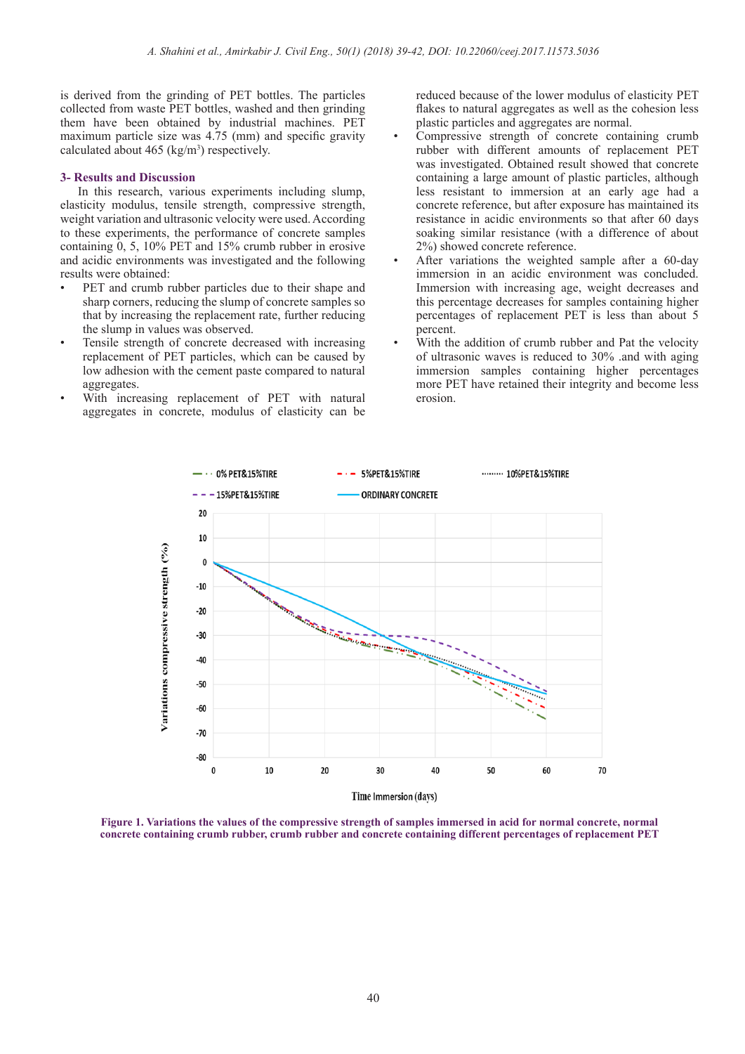is derived from the grinding of PET bottles. The particles collected from waste PET bottles, washed and then grinding them have been obtained by industrial machines. PET maximum particle size was 4.75 (mm) and specific gravity calculated about 465 (kg/m$^3$) respectively.

## 3- Results and Discussion

In this research, various experiments including slump, elasticity modulus, tensile strength, compressive strength, weight variation and ultrasonic velocity were used. According to these experiments, the performance of concrete samples containing 0, 5, 10% PET and 15% crumb rubber in erosive and acidic environments was investigated and the following results were obtained:

- PET and crumb rubber particles due to their shape and sharp corners, reducing the slump of concrete samples so that by increasing the replacement rate, further reducing the slump in values was observed.
- Tensile strength of concrete decreased with increasing replacement of PET particles, which can be caused by low adhesion with the cement paste compared to natural aggregates.
- With increasing replacement of PET with natural aggregates in concrete, modulus of elasticity can be reduced because of the lower modulus of elasticity PET flakes to natural aggregates as well as the cohesion less plastic particles and aggregates are normal.
- Compressive strength of concrete containing crumb rubber with different amounts of replacement PET was investigated. Obtained result showed that concrete containing a large amount of plastic particles, although less resistant to immersion at an early age had a concrete reference, but after exposure has maintained its resistance in acidic environments so that after 60 days soaking similar resistance (with a difference of about 2%) showed concrete reference.
- After variations the weighted sample after a 60-day immersion in an acidic environment was concluded. Immersion with increasing age, weight decreases and this percentage decreases for samples containing higher percentages of replacement PET is less than about 5 percent.
- With the addition of crumb rubber and Pat the velocity of ultrasonic waves is reduced to 30% .and with aging immersion samples containing higher percentages more PET have retained their integrity and become less erosion.

**Figure 1. Variations the values of the compressive strength of samples immersed in acid for normal concrete, normal concrete containing crumb rubber, crumb rubber and concrete containing different percentages of replacement PET**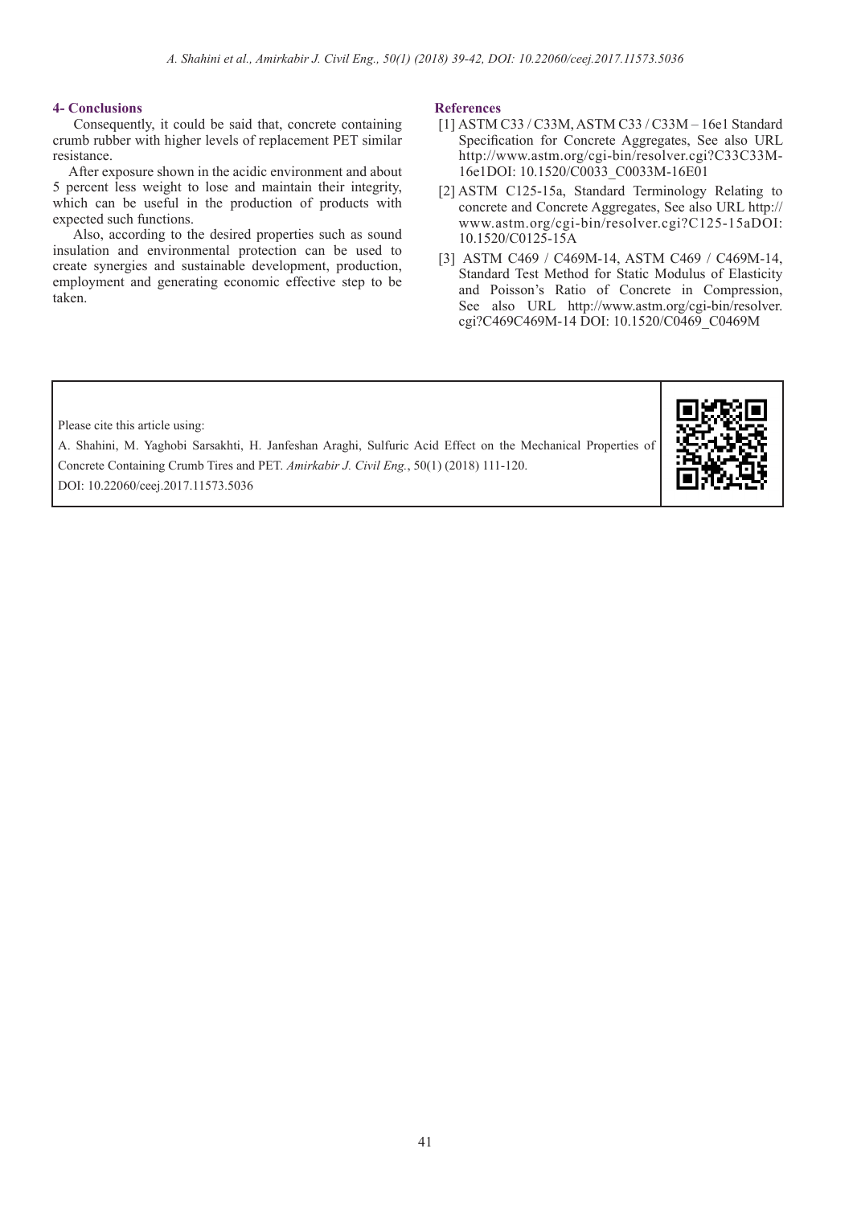## 4- Conclusions

Consequently, it could be said that, concrete containing crumb rubber with higher levels of replacement PET similar resistance.

After exposure shown in the acidic environment and about 5 percent less weight to lose and maintain their integrity, which can be useful in the production of products with expected such functions.

Also, according to the desired properties such as sound insulation and environmental protection can be used to create synergies and sustainable development, production, employment and generating economic effective step to be taken.

## References

[1] ASTM C33 / C33M, ASTM C33 / C33M – 16e1 Standard Specification for Concrete Aggregates, See also URL http://www.astm.org/cgi-bin/resolver.cgi?C33C33M-16e1DOI: 10.1520/C0033_C0033M-16E01

[2] ASTM C125-15a, Standard Terminology Relating to concrete and Concrete Aggregates, See also URL http://www.astm.org/cgi-bin/resolver.cgi?C125-15aDOI: 10.1520/C0125-15A

[3] ASTM C469 / C469M-14, ASTM C469 / C469M-14, Standard Test Method for Static Modulus of Elasticity and Poisson's Ratio of Concrete in Compression, See also URL http://www.astm.org/cgi-bin/resolver.cgi?C469C469M-14 DOI: 10.1520/C0469_C0469M

Please cite this article using:

A. Shahini, M. Yaghobi Sarsakhti, H. Janfeshan Araghi, Sulfuric Acid Effect on the Mechanical Properties of Concrete Containing Crumb Tires and PET. *Amirkabir J. Civil Eng.*, 50(1) (2018) 111-120.

DOI: 10.22060/ceej.2017.11573.5036